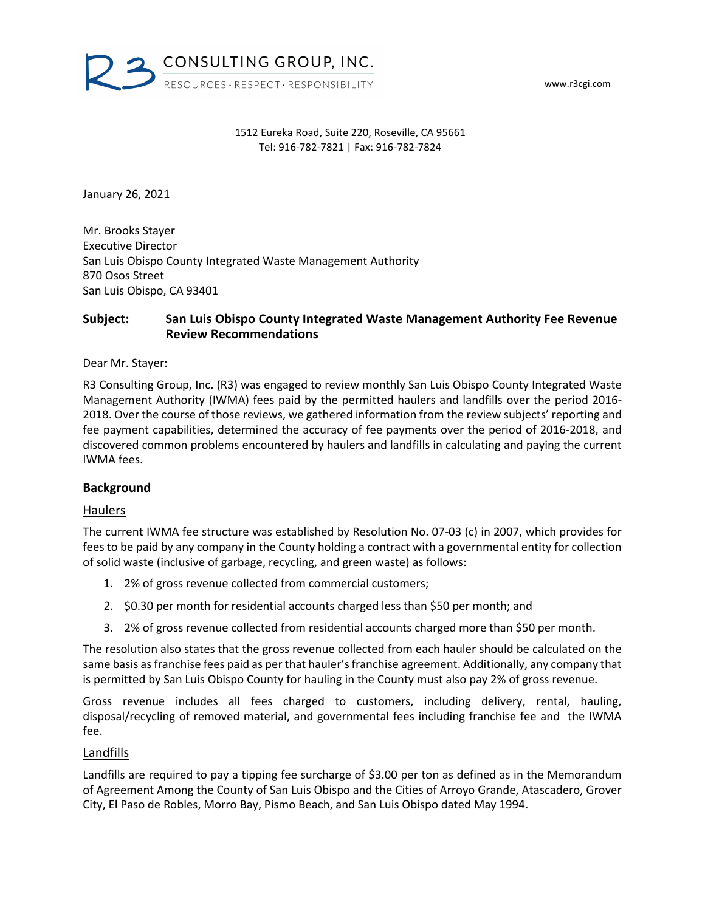R3 CONSULTING GROUP, INC.
RESOURCES · RESPECT · RESPONSIBILITY

www.r3cgi.com

1512 Eureka Road, Suite 220, Roseville, CA 95661
Tel: 916-782-7821 | Fax: 916-782-7824

January 26, 2021

Mr. Brooks Stayer
Executive Director
San Luis Obispo County Integrated Waste Management Authority
870 Osos Street
San Luis Obispo, CA 93401

**Subject: San Luis Obispo County Integrated Waste Management Authority Fee Revenue Review Recommendations**

Dear Mr. Stayer:

R3 Consulting Group, Inc. (R3) was engaged to review monthly San Luis Obispo County Integrated Waste Management Authority (IWMA) fees paid by the permitted haulers and landfills over the period 2016-2018. Over the course of those reviews, we gathered information from the review subjects' reporting and fee payment capabilities, determined the accuracy of fee payments over the period of 2016-2018, and discovered common problems encountered by haulers and landfills in calculating and paying the current IWMA fees.

## Background

### Haulers

The current IWMA fee structure was established by Resolution No. 07-03 (c) in 2007, which provides for fees to be paid by any company in the County holding a contract with a governmental entity for collection of solid waste (inclusive of garbage, recycling, and green waste) as follows:

1. 2% of gross revenue collected from commercial customers;
2. $0.30 per month for residential accounts charged less than $50 per month; and
3. 2% of gross revenue collected from residential accounts charged more than $50 per month.

The resolution also states that the gross revenue collected from each hauler should be calculated on the same basis as franchise fees paid as per that hauler's franchise agreement. Additionally, any company that is permitted by San Luis Obispo County for hauling in the County must also pay 2% of gross revenue.

Gross revenue includes all fees charged to customers, including delivery, rental, hauling, disposal/recycling of removed material, and governmental fees including franchise fee and the IWMA fee.

### Landfills

Landfills are required to pay a tipping fee surcharge of $3.00 per ton as defined as in the Memorandum of Agreement Among the County of San Luis Obispo and the Cities of Arroyo Grande, Atascadero, Grover City, El Paso de Robles, Morro Bay, Pismo Beach, and San Luis Obispo dated May 1994.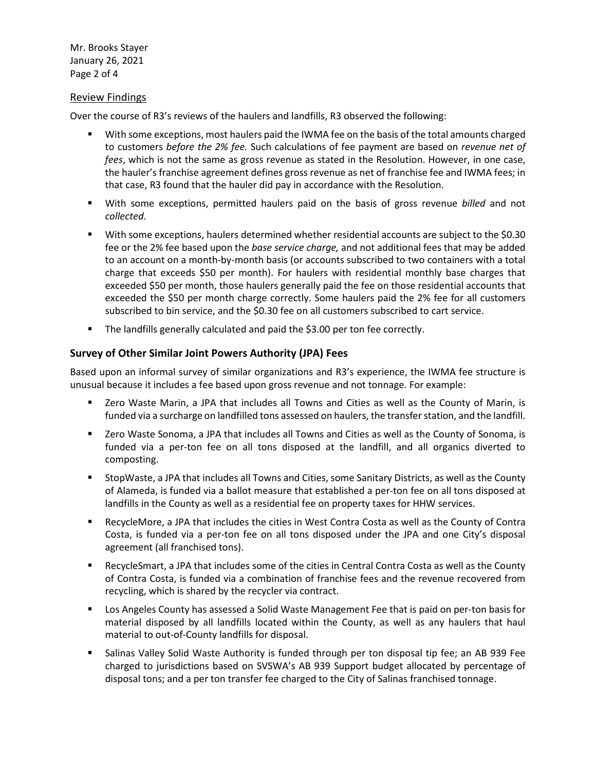## Review Findings

Over the course of R3's reviews of the haulers and landfills, R3 observed the following:

- With some exceptions, most haulers paid the IWMA fee on the basis of the total amounts charged to customers *before the 2% fee.* Such calculations of fee payment are based on *revenue net of fees*, which is not the same as gross revenue as stated in the Resolution. However, in one case, the hauler's franchise agreement defines gross revenue as net of franchise fee and IWMA fees; in that case, R3 found that the hauler did pay in accordance with the Resolution.
- With some exceptions, permitted haulers paid on the basis of gross revenue *billed* and not *collected.*
- With some exceptions, haulers determined whether residential accounts are subject to the $0.30 fee or the 2% fee based upon the *base service charge,* and not additional fees that may be added to an account on a month-by-month basis (or accounts subscribed to two containers with a total charge that exceeds $50 per month). For haulers with residential monthly base charges that exceeded $50 per month, those haulers generally paid the fee on those residential accounts that exceeded the $50 per month charge correctly. Some haulers paid the 2% fee for all customers subscribed to bin service, and the $0.30 fee on all customers subscribed to cart service.
- The landfills generally calculated and paid the $3.00 per ton fee correctly.

## Survey of Other Similar Joint Powers Authority (JPA) Fees

Based upon an informal survey of similar organizations and R3's experience, the IWMA fee structure is unusual because it includes a fee based upon gross revenue and not tonnage. For example:

- Zero Waste Marin, a JPA that includes all Towns and Cities as well as the County of Marin, is funded via a surcharge on landfilled tons assessed on haulers, the transfer station, and the landfill.
- Zero Waste Sonoma, a JPA that includes all Towns and Cities as well as the County of Sonoma, is funded via a per-ton fee on all tons disposed at the landfill, and all organics diverted to composting.
- StopWaste, a JPA that includes all Towns and Cities, some Sanitary Districts, as well as the County of Alameda, is funded via a ballot measure that established a per-ton fee on all tons disposed at landfills in the County as well as a residential fee on property taxes for HHW services.
- RecycleMore, a JPA that includes the cities in West Contra Costa as well as the County of Contra Costa, is funded via a per-ton fee on all tons disposed under the JPA and one City's disposal agreement (all franchised tons).
- RecycleSmart, a JPA that includes some of the cities in Central Contra Costa as well as the County of Contra Costa, is funded via a combination of franchise fees and the revenue recovered from recycling, which is shared by the recycler via contract.
- Los Angeles County has assessed a Solid Waste Management Fee that is paid on per-ton basis for material disposed by all landfills located within the County, as well as any haulers that haul material to out-of-County landfills for disposal.
- Salinas Valley Solid Waste Authority is funded through per ton disposal tip fee; an AB 939 Fee charged to jurisdictions based on SVSWA's AB 939 Support budget allocated by percentage of disposal tons; and a per ton transfer fee charged to the City of Salinas franchised tonnage.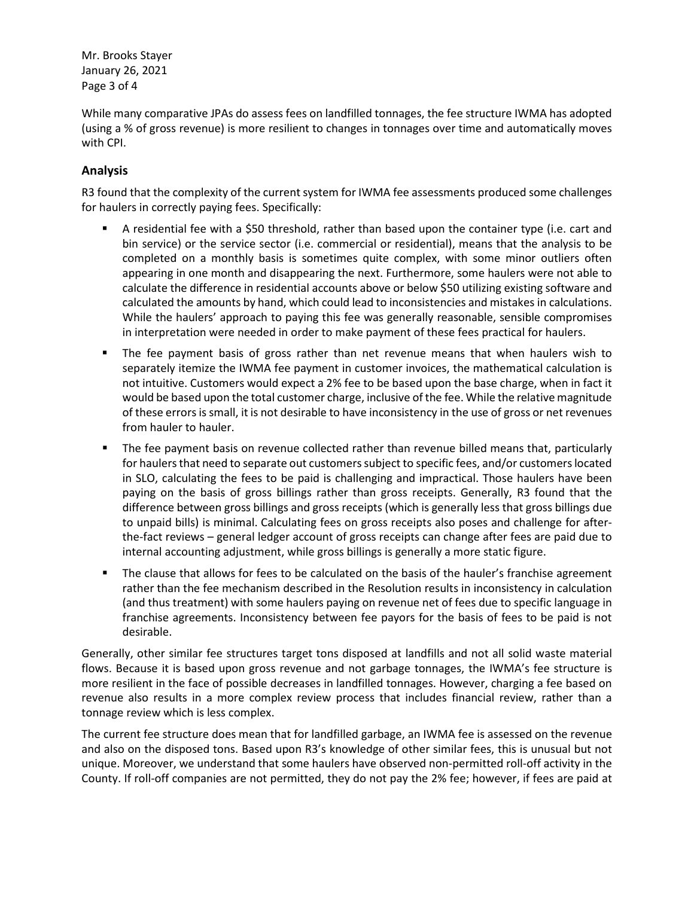While many comparative JPAs do assess fees on landfilled tonnages, the fee structure IWMA has adopted (using a % of gross revenue) is more resilient to changes in tonnages over time and automatically moves with CPI.

## Analysis

R3 found that the complexity of the current system for IWMA fee assessments produced some challenges for haulers in correctly paying fees. Specifically:

- A residential fee with a $50 threshold, rather than based upon the container type (i.e. cart and bin service) or the service sector (i.e. commercial or residential), means that the analysis to be completed on a monthly basis is sometimes quite complex, with some minor outliers often appearing in one month and disappearing the next. Furthermore, some haulers were not able to calculate the difference in residential accounts above or below $50 utilizing existing software and calculated the amounts by hand, which could lead to inconsistencies and mistakes in calculations. While the haulers' approach to paying this fee was generally reasonable, sensible compromises in interpretation were needed in order to make payment of these fees practical for haulers.
- The fee payment basis of gross rather than net revenue means that when haulers wish to separately itemize the IWMA fee payment in customer invoices, the mathematical calculation is not intuitive. Customers would expect a 2% fee to be based upon the base charge, when in fact it would be based upon the total customer charge, inclusive of the fee. While the relative magnitude of these errors is small, it is not desirable to have inconsistency in the use of gross or net revenues from hauler to hauler.
- The fee payment basis on revenue collected rather than revenue billed means that, particularly for haulers that need to separate out customers subject to specific fees, and/or customers located in SLO, calculating the fees to be paid is challenging and impractical. Those haulers have been paying on the basis of gross billings rather than gross receipts. Generally, R3 found that the difference between gross billings and gross receipts (which is generally less that gross billings due to unpaid bills) is minimal. Calculating fees on gross receipts also poses and challenge for after-the-fact reviews – general ledger account of gross receipts can change after fees are paid due to internal accounting adjustment, while gross billings is generally a more static figure.
- The clause that allows for fees to be calculated on the basis of the hauler's franchise agreement rather than the fee mechanism described in the Resolution results in inconsistency in calculation (and thus treatment) with some haulers paying on revenue net of fees due to specific language in franchise agreements. Inconsistency between fee payors for the basis of fees to be paid is not desirable.

Generally, other similar fee structures target tons disposed at landfills and not all solid waste material flows. Because it is based upon gross revenue and not garbage tonnages, the IWMA's fee structure is more resilient in the face of possible decreases in landfilled tonnages. However, charging a fee based on revenue also results in a more complex review process that includes financial review, rather than a tonnage review which is less complex.

The current fee structure does mean that for landfilled garbage, an IWMA fee is assessed on the revenue and also on the disposed tons. Based upon R3's knowledge of other similar fees, this is unusual but not unique. Moreover, we understand that some haulers have observed non-permitted roll-off activity in the County. If roll-off companies are not permitted, they do not pay the 2% fee; however, if fees are paid at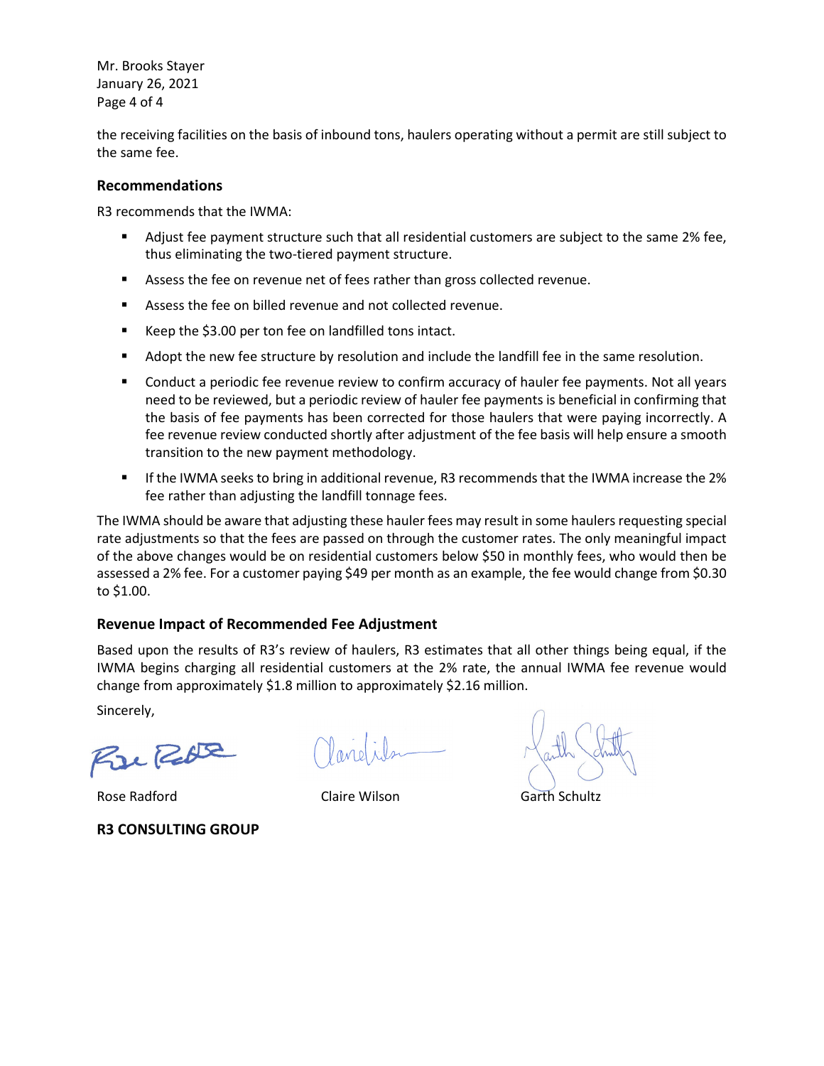the receiving facilities on the basis of inbound tons, haulers operating without a permit are still subject to the same fee.

### Recommendations

R3 recommends that the IWMA:

- Adjust fee payment structure such that all residential customers are subject to the same 2% fee, thus eliminating the two-tiered payment structure.
- Assess the fee on revenue net of fees rather than gross collected revenue.
- Assess the fee on billed revenue and not collected revenue.
- Keep the $3.00 per ton fee on landfilled tons intact.
- Adopt the new fee structure by resolution and include the landfill fee in the same resolution.
- Conduct a periodic fee revenue review to confirm accuracy of hauler fee payments. Not all years need to be reviewed, but a periodic review of hauler fee payments is beneficial in confirming that the basis of fee payments has been corrected for those haulers that were paying incorrectly. A fee revenue review conducted shortly after adjustment of the fee basis will help ensure a smooth transition to the new payment methodology.
- If the IWMA seeks to bring in additional revenue, R3 recommends that the IWMA increase the 2% fee rather than adjusting the landfill tonnage fees.

The IWMA should be aware that adjusting these hauler fees may result in some haulers requesting special rate adjustments so that the fees are passed on through the customer rates. The only meaningful impact of the above changes would be on residential customers below $50 in monthly fees, who would then be assessed a 2% fee. For a customer paying $49 per month as an example, the fee would change from $0.30 to $1.00.

### Revenue Impact of Recommended Fee Adjustment

Based upon the results of R3's review of haulers, R3 estimates that all other things being equal, if the IWMA begins charging all residential customers at the 2% rate, the annual IWMA fee revenue would change from approximately $1.8 million to approximately $2.16 million.

Sincerely,

Rose Radford Claire Wilson Garth Schultz

**R3 CONSULTING GROUP**